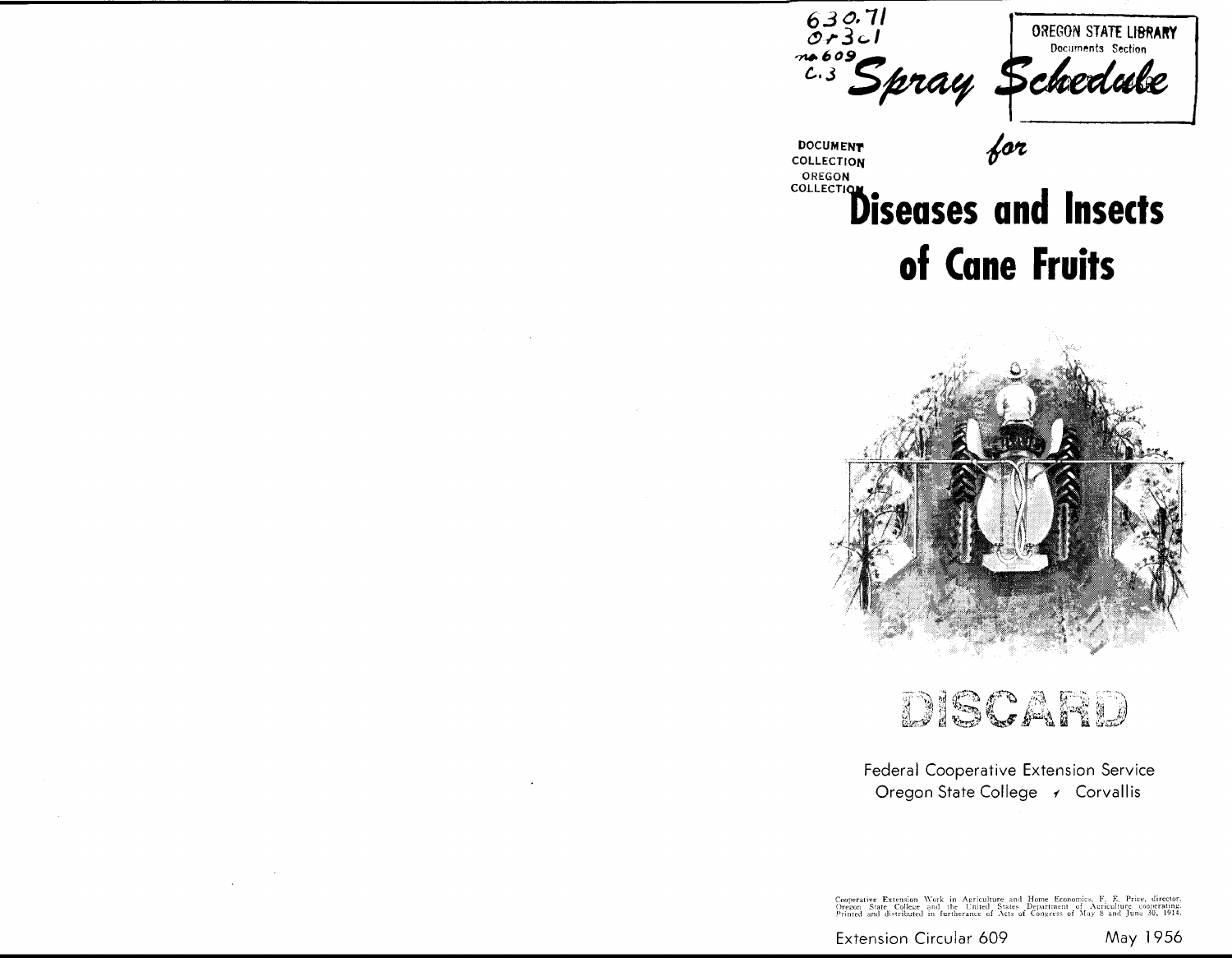630.71
Or3cl
no.609
c.3

OREGON STATE LIBRARY
Documents Section

DOCUMENT COLLECTION
OREGON COLLECTION

# *Spray Schedule*

*for*

# Diseases and Insects of Cane Fruits

DISCARD

Federal Cooperative Extension Service
Oregon State College • Corvallis

Cooperative Extension Work in Agriculture and Home Economics, F. E. Price, director. Oregon State College and the United States Department of Agriculture cooperating. Printed and distributed in furtherance of Acts of Congress of May 8 and June 30, 1914.

Extension Circular 609 May 1956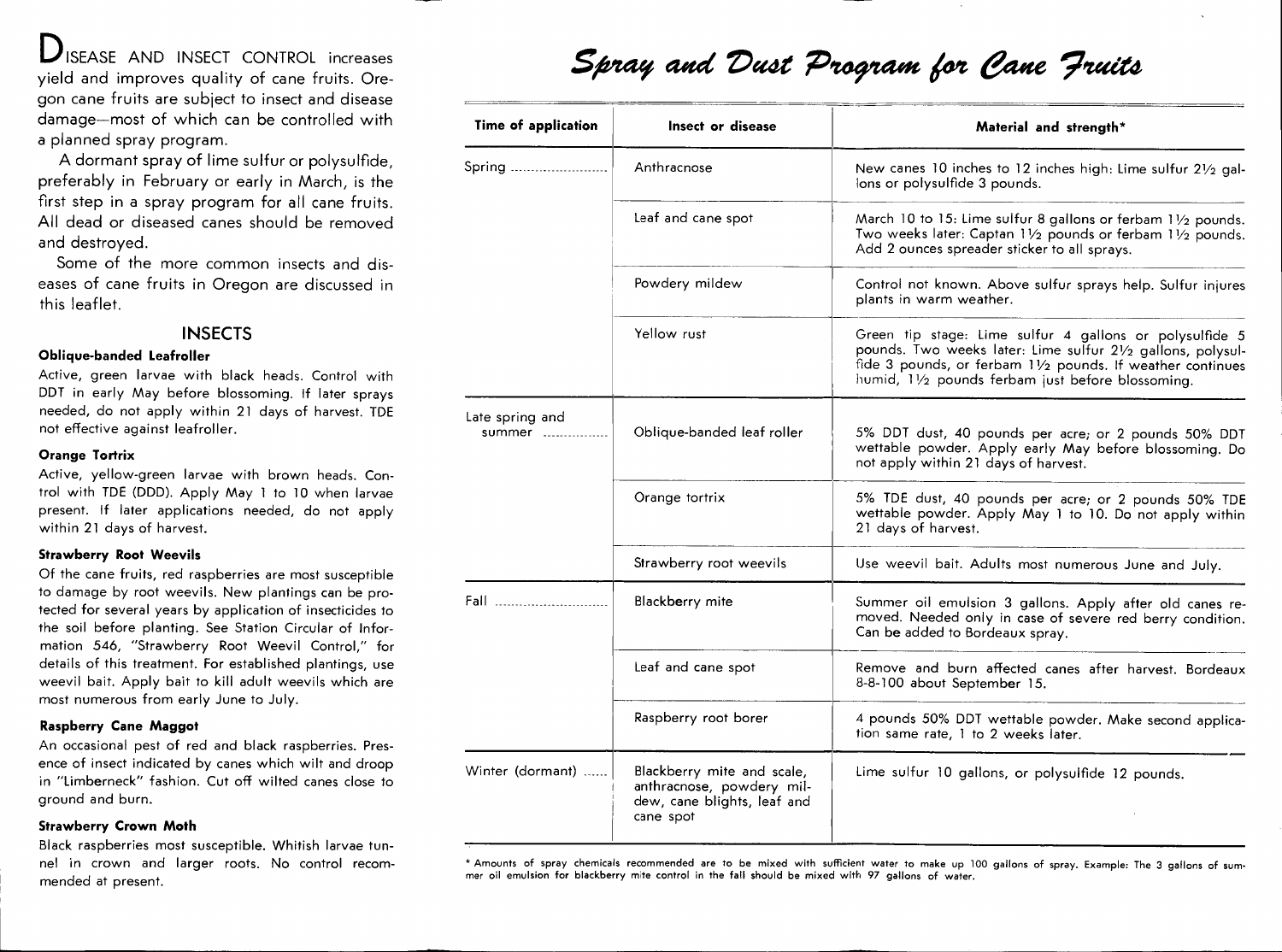**D**ISEASE AND INSECT CONTROL increases yield and improves quality of cane fruits. Oregon cane fruits are subject to insect and disease damage—most of which can be controlled with a planned spray program.

A dormant spray of lime sulfur or polysulfide, preferably in February or early in March, is the first step in a spray program for all cane fruits. All dead or diseased canes should be removed and destroyed.

Some of the more common insects and diseases of cane fruits in Oregon are discussed in this leaflet.

## INSECTS

**Oblique-banded Leafroller**

Active, green larvae with black heads. Control with DDT in early May before blossoming. If later sprays needed, do not apply within 21 days of harvest. TDE not effective against leafroller.

**Orange Tortrix**

Active, yellow-green larvae with brown heads. Control with TDE (DDD). Apply May 1 to 10 when larvae present. If later applications needed, do not apply within 21 days of harvest.

**Strawberry Root Weevils**

Of the cane fruits, red raspberries are most susceptible to damage by root weevils. New plantings can be protected for several years by application of insecticides to the soil before planting. See Station Circular of Information 546, "Strawberry Root Weevil Control," for details of this treatment. For established plantings, use weevil bait. Apply bait to kill adult weevils which are most numerous from early June to July.

**Raspberry Cane Maggot**

An occasional pest of red and black raspberries. Presence of insect indicated by canes which wilt and droop in "Limberneck" fashion. Cut off wilted canes close to ground and burn.

**Strawberry Crown Moth**

Black raspberries most susceptible. Whitish larvae tunnel in crown and larger roots. No control recommended at present.

# *Spray and Dust Program for Cane Fruits*

| Time of application | Insect or disease | Material and strength* |
|---|---|---|
| Spring | Anthracnose | New canes 10 inches to 12 inches high: Lime sulfur 2½ gallons or polysulfide 3 pounds. |
| | Leaf and cane spot | March 10 to 15: Lime sulfur 8 gallons or ferbam 1½ pounds. Two weeks later: Captan 1½ pounds or ferbam 1½ pounds. Add 2 ounces spreader sticker to all sprays. |
| | Powdery mildew | Control not known. Above sulfur sprays help. Sulfur injures plants in warm weather. |
| | Yellow rust | Green tip stage: Lime sulfur 4 gallons or polysulfide 5 pounds. Two weeks later: Lime sulfur 2½ gallons, polysulfide 3 pounds, or ferbam 1½ pounds. If weather continues humid, 1½ pounds ferbam just before blossoming. |
| Late spring and summer | Oblique-banded leaf roller | 5% DDT dust, 40 pounds per acre; or 2 pounds 50% DDT wettable powder. Apply early May before blossoming. Do not apply within 21 days of harvest. |
| | Orange tortrix | 5% TDE dust, 40 pounds per acre; or 2 pounds 50% TDE wettable powder. Apply May 1 to 10. Do not apply within 21 days of harvest. |
| | Strawberry root weevils | Use weevil bait. Adults most numerous June and July. |
| Fall | Blackberry mite | Summer oil emulsion 3 gallons. Apply after old canes removed. Needed only in case of severe red berry condition. Can be added to Bordeaux spray. |
| | Leaf and cane spot | Remove and burn affected canes after harvest. Bordeaux 8-8-100 about September 15. |
| | Raspberry root borer | 4 pounds 50% DDT wettable powder. Make second application same rate, 1 to 2 weeks later. |
| Winter (dormant) | Blackberry mite and scale, anthracnose, powdery mildew, cane blights, leaf and cane spot | Lime sulfur 10 gallons, or polysulfide 12 pounds. |

\* Amounts of spray chemicals recommended are to be mixed with sufficient water to make up 100 gallons of spray. Example: The 3 gallons of summer oil emulsion for blackberry mite control in the fall should be mixed with 97 gallons of water.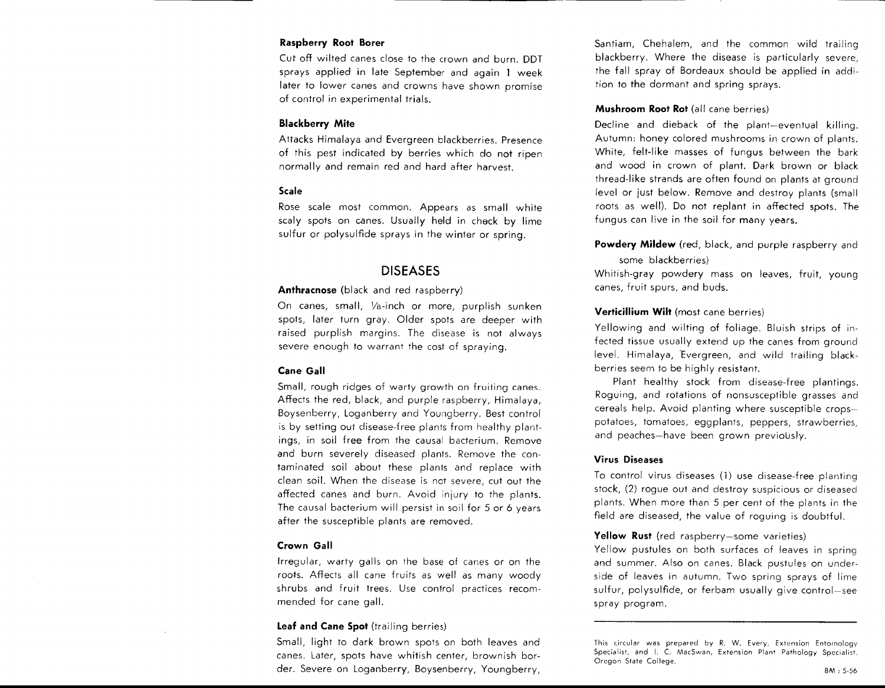**Raspberry Root Borer**

Cut off wilted canes close to the crown and burn. DDT sprays applied in late September and again 1 week later to lower canes and crowns have shown promise of control in experimental trials.

**Blackberry Mite**

Attacks Himalaya and Evergreen blackberries. Presence of this pest indicated by berries which do not ripen normally and remain red and hard after harvest.

**Scale**

Rose scale most common. Appears as small white scaly spots on canes. Usually held in check by lime sulfur or polysulfide sprays in the winter or spring.

## DISEASES

**Anthracnose** (black and red raspberry)

On canes, small, 1/8-inch or more, purplish sunken spots, later turn gray. Older spots are deeper with raised purplish margins. The disease is not always severe enough to warrant the cost of spraying.

**Cane Gall**

Small, rough ridges of warty growth on fruiting canes. Affects the red, black, and purple raspberry, Himalaya, Boysenberry, Loganberry and Youngberry. Best control is by setting out disease-free plants from healthy plantings, in soil free from the causal bacterium. Remove and burn severely diseased plants. Remove the contaminated soil about these plants and replace with clean soil. When the disease is not severe, cut out the affected canes and burn. Avoid injury to the plants. The causal bacterium will persist in soil for 5 or 6 years after the susceptible plants are removed.

**Crown Gall**

Irregular, warty galls on the base of canes or on the roots. Affects all cane fruits as well as many woody shrubs and fruit trees. Use control practices recommended for cane gall.

**Leaf and Cane Spot** (trailing berries)

Small, light to dark brown spots on both leaves and canes. Later, spots have whitish center, brownish border. Severe on Loganberry, Boysenberry, Youngberry, Santiam, Chehalem, and the common wild trailing blackberry. Where the disease is particularly severe, the fall spray of Bordeaux should be applied in addition to the dormant and spring sprays.

**Mushroom Root Rot** (all cane berries)

Decline and dieback of the plant—eventual killing. Autumn: honey colored mushrooms in crown of plants. White, felt-like masses of fungus between the bark and wood in crown of plant. Dark brown or black thread-like strands are often found on plants at ground level or just below. Remove and destroy plants (small roots as well). Do not replant in affected spots. The fungus can live in the soil for many years.

**Powdery Mildew** (red, black, and purple raspberry and some blackberries)

Whitish-gray powdery mass on leaves, fruit, young canes, fruit spurs, and buds.

**Verticillium Wilt** (most cane berries)

Yellowing and wilting of foliage. Bluish strips of infected tissue usually extend up the canes from ground level. Himalaya, Evergreen, and wild trailing blackberries seem to be highly resistant.

Plant healthy stock from disease-free plantings. Roguing, and rotations of nonsusceptible grasses and cereals help. Avoid planting where susceptible crops—potatoes, tomatoes, eggplants, peppers, strawberries, and peaches—have been grown previously.

**Virus Diseases**

To control virus diseases (1) use disease-free planting stock, (2) rogue out and destroy suspicious or diseased plants. When more than 5 per cent of the plants in the field are diseased, the value of roguing is doubtful.

**Yellow Rust** (red raspberry—some varieties)

Yellow pustules on both surfaces of leaves in spring and summer. Also on canes. Black pustules on underside of leaves in autumn. Two spring sprays of lime sulfur, polysulfide, or ferbam usually give control—see spray program.

---

This circular was prepared by R. W. Every, Extension Entomology Specialist, and I. C. MacSwan, Extension Plant Pathology Specialist, Oregon State College.

8M : 5-56